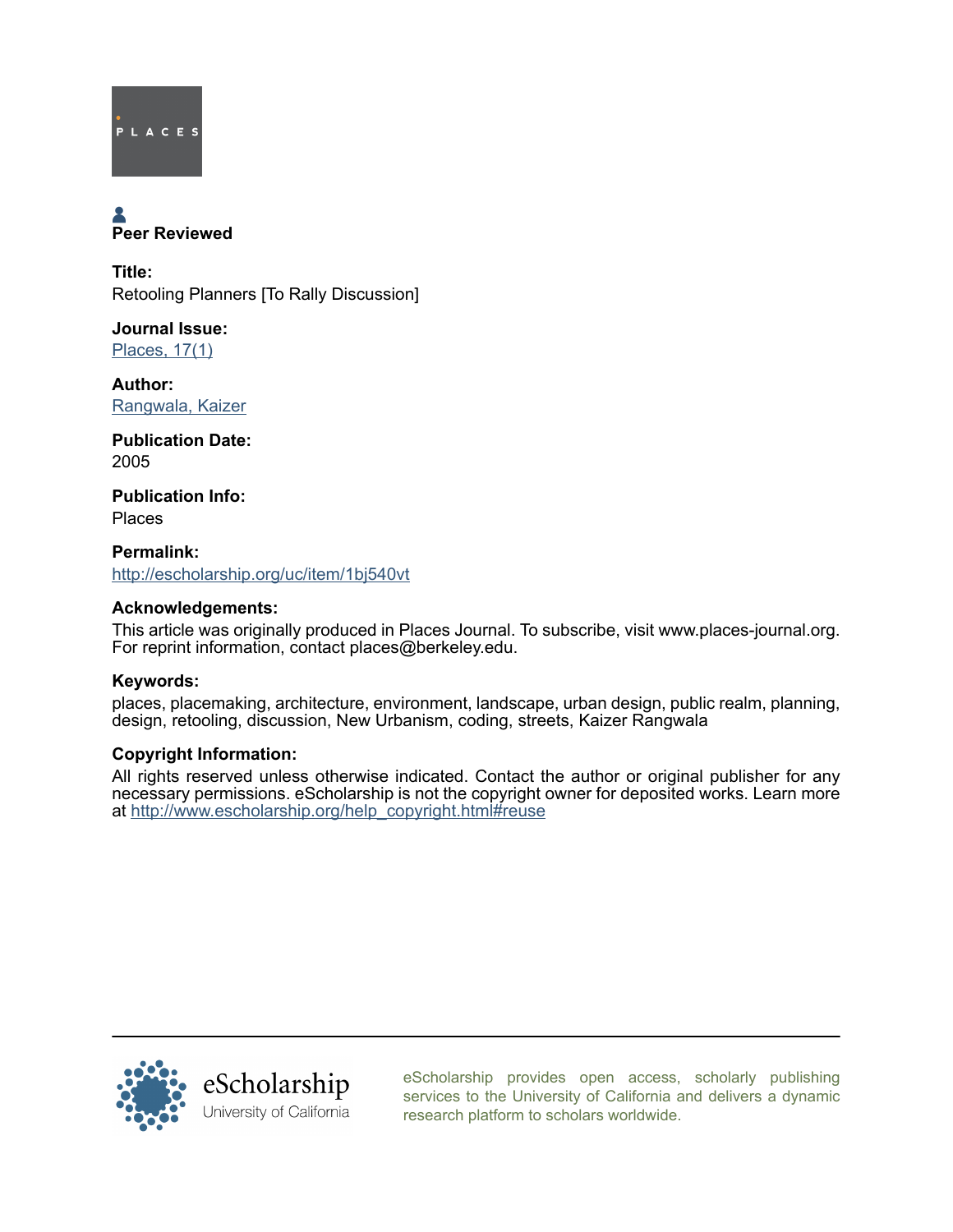PLACES

Peer Reviewed

**Title:**
Retooling Planners [To Rally Discussion]

**Journal Issue:**
Places, 17(1)

**Author:**
Rangwala, Kaizer

**Publication Date:**
2005

**Publication Info:**
Places

**Permalink:**
http://escholarship.org/uc/item/1bj540vt

**Acknowledgements:**
This article was originally produced in Places Journal. To subscribe, visit www.places-journal.org. For reprint information, contact places@berkeley.edu.

**Keywords:**
places, placemaking, architecture, environment, landscape, urban design, public realm, planning, design, retooling, discussion, New Urbanism, coding, streets, Kaizer Rangwala

**Copyright Information:**
All rights reserved unless otherwise indicated. Contact the author or original publisher for any necessary permissions. eScholarship is not the copyright owner for deposited works. Learn more at http://www.escholarship.org/help_copyright.html#reuse

eScholarship
University of California

eScholarship provides open access, scholarly publishing services to the University of California and delivers a dynamic research platform to scholars worldwide.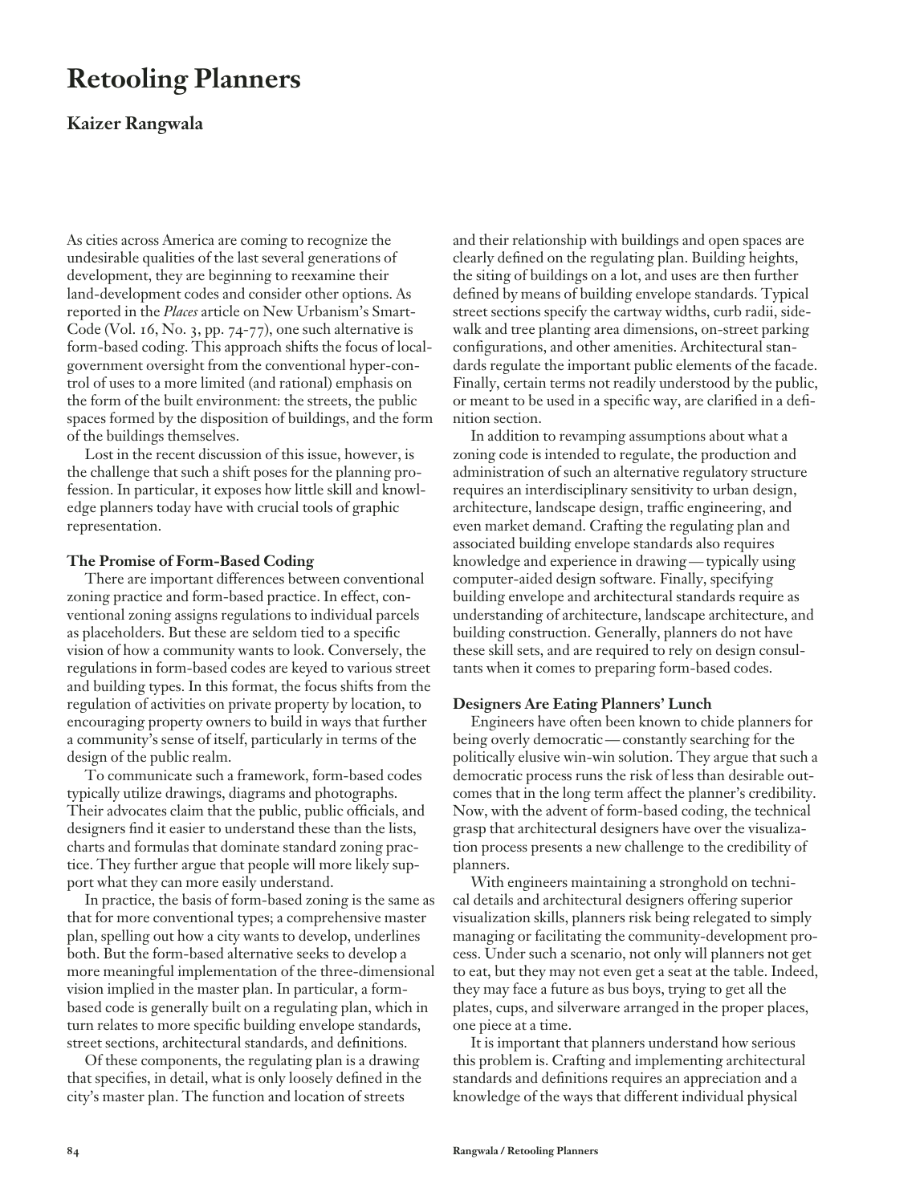# Retooling Planners

## Kaizer Rangwala

As cities across America are coming to recognize the undesirable qualities of the last several generations of development, they are beginning to reexamine their land-development codes and consider other options. As reported in the *Places* article on New Urbanism's Smart-Code (Vol. 16, No. 3, pp. 74-77), one such alternative is form-based coding. This approach shifts the focus of local-government oversight from the conventional hyper-control of uses to a more limited (and rational) emphasis on the form of the built environment: the streets, the public spaces formed by the disposition of buildings, and the form of the buildings themselves.

Lost in the recent discussion of this issue, however, is the challenge that such a shift poses for the planning profession. In particular, it exposes how little skill and knowledge planners today have with crucial tools of graphic representation.

### The Promise of Form-Based Coding

There are important differences between conventional zoning practice and form-based practice. In effect, conventional zoning assigns regulations to individual parcels as placeholders. But these are seldom tied to a specific vision of how a community wants to look. Conversely, the regulations in form-based codes are keyed to various street and building types. In this format, the focus shifts from the regulation of activities on private property by location, to encouraging property owners to build in ways that further a community's sense of itself, particularly in terms of the design of the public realm.

To communicate such a framework, form-based codes typically utilize drawings, diagrams and photographs. Their advocates claim that the public, public officials, and designers find it easier to understand these than the lists, charts and formulas that dominate standard zoning practice. They further argue that people will more likely support what they can more easily understand.

In practice, the basis of form-based zoning is the same as that for more conventional types; a comprehensive master plan, spelling out how a city wants to develop, underlines both. But the form-based alternative seeks to develop a more meaningful implementation of the three-dimensional vision implied in the master plan. In particular, a form-based code is generally built on a regulating plan, which in turn relates to more specific building envelope standards, street sections, architectural standards, and definitions.

Of these components, the regulating plan is a drawing that specifies, in detail, what is only loosely defined in the city's master plan. The function and location of streets and their relationship with buildings and open spaces are clearly defined on the regulating plan. Building heights, the siting of buildings on a lot, and uses are then further defined by means of building envelope standards. Typical street sections specify the cartway widths, curb radii, sidewalk and tree planting area dimensions, on-street parking configurations, and other amenities. Architectural standards regulate the important public elements of the facade. Finally, certain terms not readily understood by the public, or meant to be used in a specific way, are clarified in a definition section.

In addition to revamping assumptions about what a zoning code is intended to regulate, the production and administration of such an alternative regulatory structure requires an interdisciplinary sensitivity to urban design, architecture, landscape design, traffic engineering, and even market demand. Crafting the regulating plan and associated building envelope standards also requires knowledge and experience in drawing—typically using computer-aided design software. Finally, specifying building envelope and architectural standards require as understanding of architecture, landscape architecture, and building construction. Generally, planners do not have these skill sets, and are required to rely on design consultants when it comes to preparing form-based codes.

### Designers Are Eating Planners' Lunch

Engineers have often been known to chide planners for being overly democratic—constantly searching for the politically elusive win-win solution. They argue that such a democratic process runs the risk of less than desirable outcomes that in the long term affect the planner's credibility. Now, with the advent of form-based coding, the technical grasp that architectural designers have over the visualization process presents a new challenge to the credibility of planners.

With engineers maintaining a stronghold on technical details and architectural designers offering superior visualization skills, planners risk being relegated to simply managing or facilitating the community-development process. Under such a scenario, not only will planners not get to eat, but they may not even get a seat at the table. Indeed, they may face a future as bus boys, trying to get all the plates, cups, and silverware arranged in the proper places, one piece at a time.

It is important that planners understand how serious this problem is. Crafting and implementing architectural standards and definitions requires an appreciation and a knowledge of the ways that different individual physical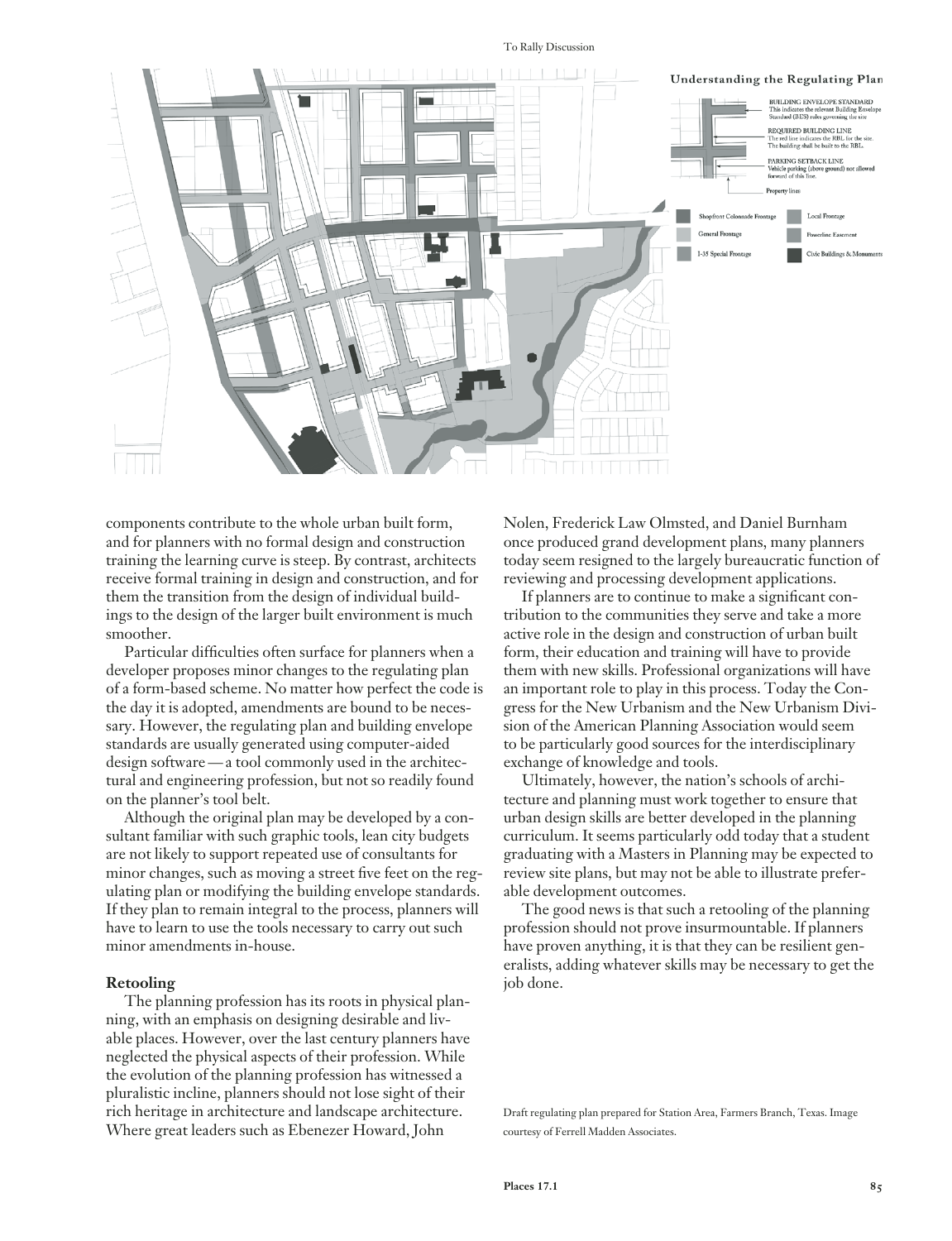components contribute to the whole urban built form, and for planners with no formal design and construction training the learning curve is steep. By contrast, architects receive formal training in design and construction, and for them the transition from the design of individual buildings to the design of the larger built environment is much smoother.

Particular difficulties often surface for planners when a developer proposes minor changes to the regulating plan of a form-based scheme. No matter how perfect the code is the day it is adopted, amendments are bound to be necessary. However, the regulating plan and building envelope standards are usually generated using computer-aided design software — a tool commonly used in the architectural and engineering profession, but not so readily found on the planner's tool belt.

Although the original plan may be developed by a consultant familiar with such graphic tools, lean city budgets are not likely to support repeated use of consultants for minor changes, such as moving a street five feet on the regulating plan or modifying the building envelope standards. If they plan to remain integral to the process, planners will have to learn to use the tools necessary to carry out such minor amendments in-house.

**Retooling**

The planning profession has its roots in physical planning, with an emphasis on designing desirable and livable places. However, over the last century planners have neglected the physical aspects of their profession. While the evolution of the planning profession has witnessed a pluralistic incline, planners should not lose sight of their rich heritage in architecture and landscape architecture. Where great leaders such as Ebenezer Howard, John Nolen, Frederick Law Olmsted, and Daniel Burnham once produced grand development plans, many planners today seem resigned to the largely bureaucratic function of reviewing and processing development applications.

If planners are to continue to make a significant contribution to the communities they serve and take a more active role in the design and construction of urban built form, their education and training will have to provide them with new skills. Professional organizations will have an important role to play in this process. Today the Congress for the New Urbanism and the New Urbanism Division of the American Planning Association would seem to be particularly good sources for the interdisciplinary exchange of knowledge and tools.

Ultimately, however, the nation's schools of architecture and planning must work together to ensure that urban design skills are better developed in the planning curriculum. It seems particularly odd today that a student graduating with a Masters in Planning may be expected to review site plans, but may not be able to illustrate preferable development outcomes.

The good news is that such a retooling of the planning profession should not prove insurmountable. If planners have proven anything, it is that they can be resilient generalists, adding whatever skills may be necessary to get the job done.

Understanding the Regulating Plan

BUILDING ENVELOPE STANDARD
This indicates the relevant Building Envelope Standard (BES) rules governing the site

REQUIRED BUILDING LINE
The red line indicates the RBL for the site. The building shall be built to the RBL.

PARKING SETBACK LINE
Vehicle parking (above ground) not allowed forward of this line.

Property lines

Shopfront Colonnade Frontage

General Frontage

I-35 Special Frontage

Local Frontage

Powerline Easement

Civic Buildings & Monuments

Draft regulating plan prepared for Station Area, Farmers Branch, Texas. Image courtesy of Ferrell Madden Associates.